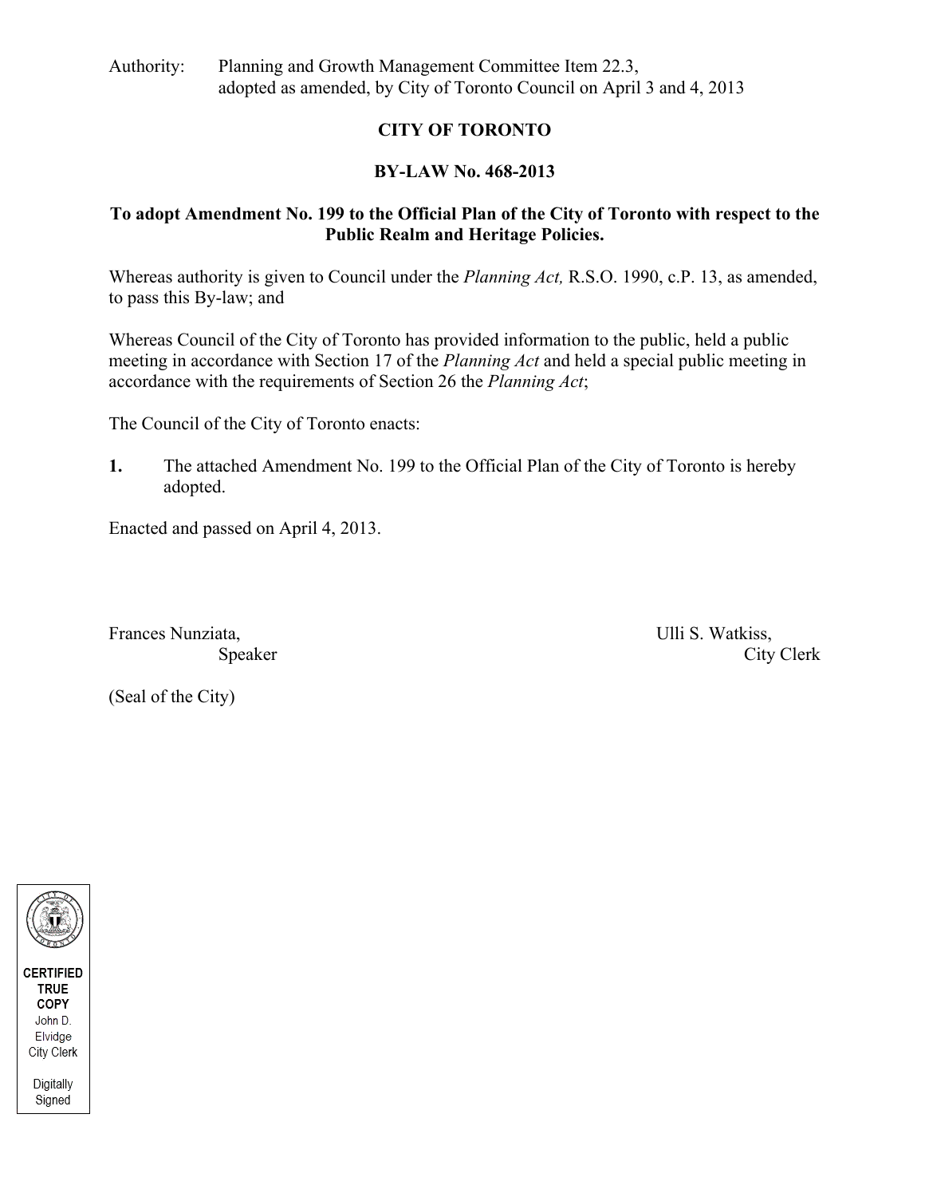Authority: Planning and Growth Management Committee Item 22.3, adopted as amended, by City of Toronto Council on April 3 and 4, 2013

# CITY OF TORONTO

## BY-LAW No. 468-2013

### To adopt Amendment No. 199 to the Official Plan of the City of Toronto with respect to the Public Realm and Heritage Policies.

Whereas authority is given to Council under the *Planning Act,* R.S.O. 1990, c.P. 13, as amended, to pass this By-law; and

Whereas Council of the City of Toronto has provided information to the public, held a public meeting in accordance with Section 17 of the *Planning Act* and held a special public meeting in accordance with the requirements of Section 26 the *Planning Act*;

The Council of the City of Toronto enacts:

**1.** The attached Amendment No. 199 to the Official Plan of the City of Toronto is hereby adopted.

Enacted and passed on April 4, 2013.

Frances Nunziata, Speaker

Ulli S. Watkiss, City Clerk

(Seal of the City)

CERTIFIED TRUE COPY
John D. Elvidge
City Clerk
Digitally Signed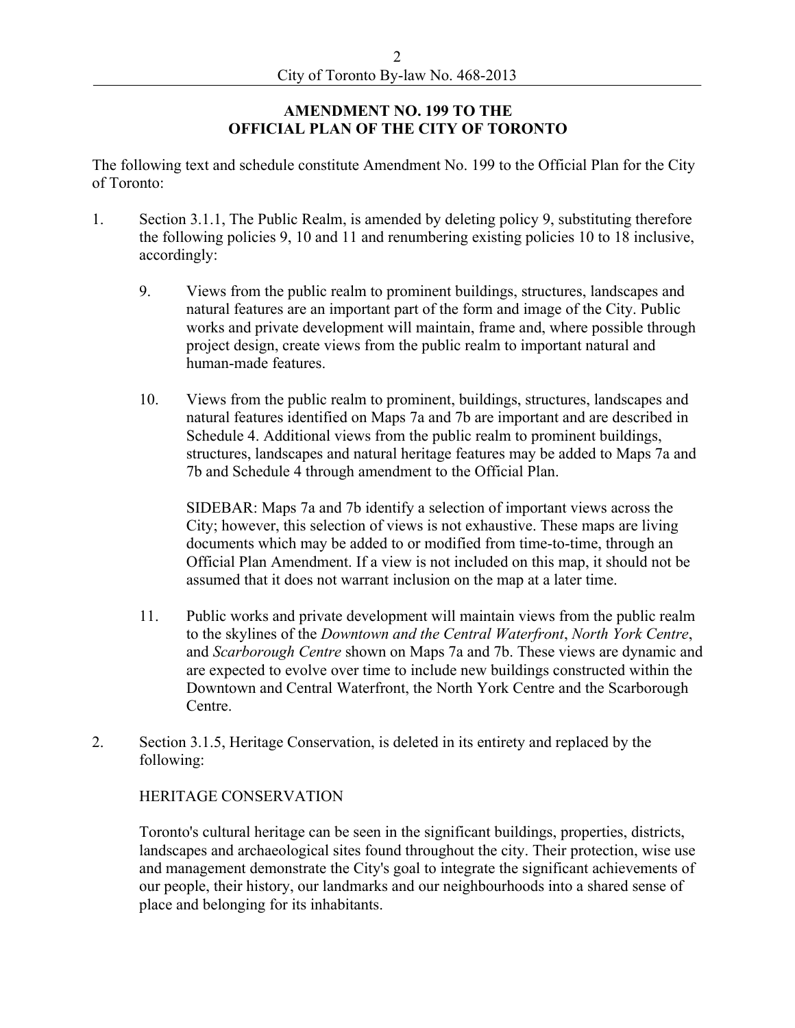## AMENDMENT NO. 199 TO THE OFFICIAL PLAN OF THE CITY OF TORONTO

The following text and schedule constitute Amendment No. 199 to the Official Plan for the City of Toronto:

1. Section 3.1.1, The Public Realm, is amended by deleting policy 9, substituting therefore the following policies 9, 10 and 11 and renumbering existing policies 10 to 18 inclusive, accordingly:

   9. Views from the public realm to prominent buildings, structures, landscapes and natural features are an important part of the form and image of the City. Public works and private development will maintain, frame and, where possible through project design, create views from the public realm to important natural and human-made features.

   10. Views from the public realm to prominent, buildings, structures, landscapes and natural features identified on Maps 7a and 7b are important and are described in Schedule 4. Additional views from the public realm to prominent buildings, structures, landscapes and natural heritage features may be added to Maps 7a and 7b and Schedule 4 through amendment to the Official Plan.

       SIDEBAR: Maps 7a and 7b identify a selection of important views across the City; however, this selection of views is not exhaustive. These maps are living documents which may be added to or modified from time-to-time, through an Official Plan Amendment. If a view is not included on this map, it should not be assumed that it does not warrant inclusion on the map at a later time.

   11. Public works and private development will maintain views from the public realm to the skylines of the *Downtown and the Central Waterfront*, *North York Centre*, and *Scarborough Centre* shown on Maps 7a and 7b. These views are dynamic and are expected to evolve over time to include new buildings constructed within the Downtown and Central Waterfront, the North York Centre and the Scarborough Centre.

2. Section 3.1.5, Heritage Conservation, is deleted in its entirety and replaced by the following:

   HERITAGE CONSERVATION

   Toronto's cultural heritage can be seen in the significant buildings, properties, districts, landscapes and archaeological sites found throughout the city. Their protection, wise use and management demonstrate the City's goal to integrate the significant achievements of our people, their history, our landmarks and our neighbourhoods into a shared sense of place and belonging for its inhabitants.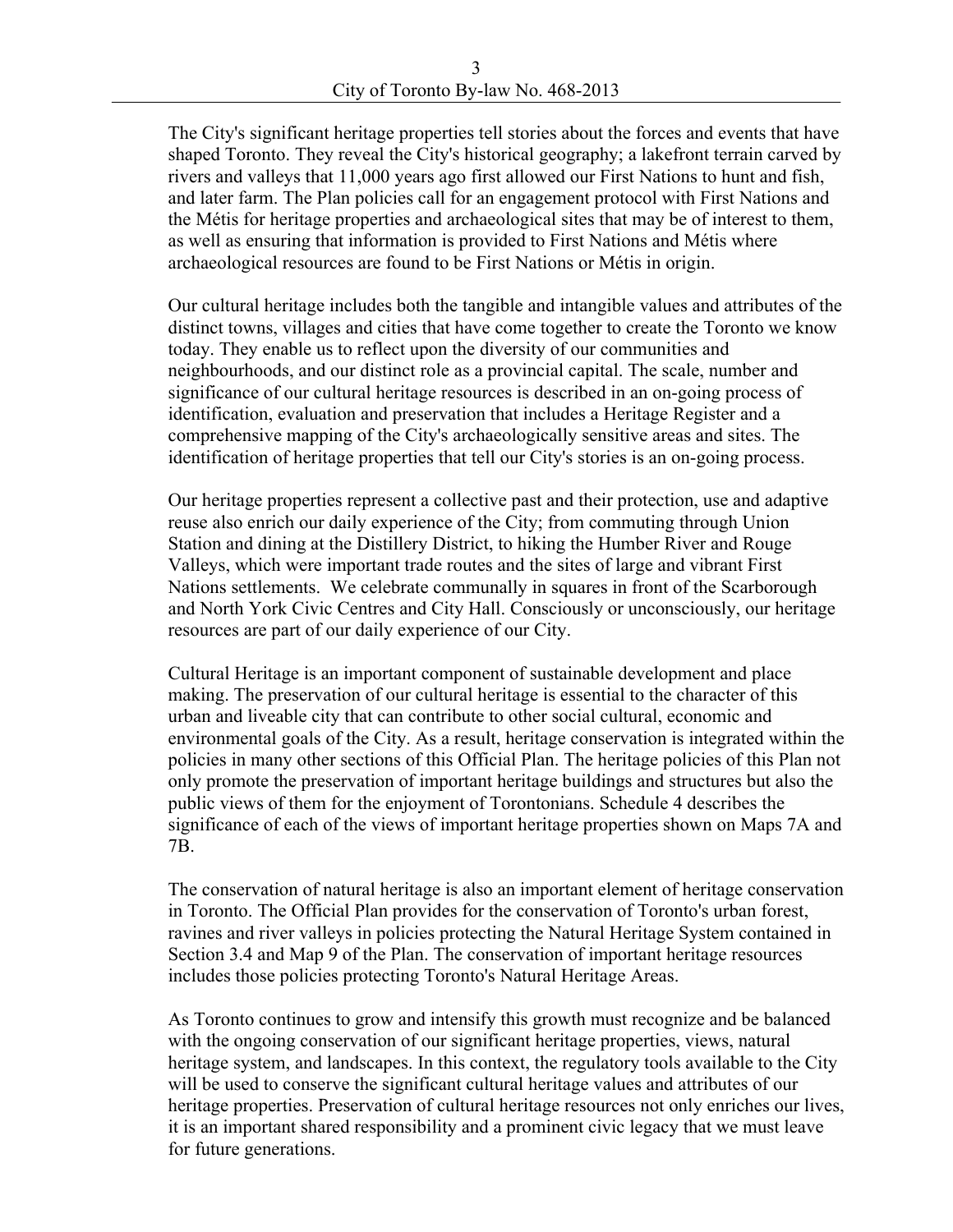The City's significant heritage properties tell stories about the forces and events that have shaped Toronto. They reveal the City's historical geography; a lakefront terrain carved by rivers and valleys that 11,000 years ago first allowed our First Nations to hunt and fish, and later farm. The Plan policies call for an engagement protocol with First Nations and the Métis for heritage properties and archaeological sites that may be of interest to them, as well as ensuring that information is provided to First Nations and Métis where archaeological resources are found to be First Nations or Métis in origin.

Our cultural heritage includes both the tangible and intangible values and attributes of the distinct towns, villages and cities that have come together to create the Toronto we know today. They enable us to reflect upon the diversity of our communities and neighbourhoods, and our distinct role as a provincial capital. The scale, number and significance of our cultural heritage resources is described in an on-going process of identification, evaluation and preservation that includes a Heritage Register and a comprehensive mapping of the City's archaeologically sensitive areas and sites. The identification of heritage properties that tell our City's stories is an on-going process.

Our heritage properties represent a collective past and their protection, use and adaptive reuse also enrich our daily experience of the City; from commuting through Union Station and dining at the Distillery District, to hiking the Humber River and Rouge Valleys, which were important trade routes and the sites of large and vibrant First Nations settlements. We celebrate communally in squares in front of the Scarborough and North York Civic Centres and City Hall. Consciously or unconsciously, our heritage resources are part of our daily experience of our City.

Cultural Heritage is an important component of sustainable development and place making. The preservation of our cultural heritage is essential to the character of this urban and liveable city that can contribute to other social cultural, economic and environmental goals of the City. As a result, heritage conservation is integrated within the policies in many other sections of this Official Plan. The heritage policies of this Plan not only promote the preservation of important heritage buildings and structures but also the public views of them for the enjoyment of Torontonians. Schedule 4 describes the significance of each of the views of important heritage properties shown on Maps 7A and 7B.

The conservation of natural heritage is also an important element of heritage conservation in Toronto. The Official Plan provides for the conservation of Toronto's urban forest, ravines and river valleys in policies protecting the Natural Heritage System contained in Section 3.4 and Map 9 of the Plan. The conservation of important heritage resources includes those policies protecting Toronto's Natural Heritage Areas.

As Toronto continues to grow and intensify this growth must recognize and be balanced with the ongoing conservation of our significant heritage properties, views, natural heritage system, and landscapes. In this context, the regulatory tools available to the City will be used to conserve the significant cultural heritage values and attributes of our heritage properties. Preservation of cultural heritage resources not only enriches our lives, it is an important shared responsibility and a prominent civic legacy that we must leave for future generations.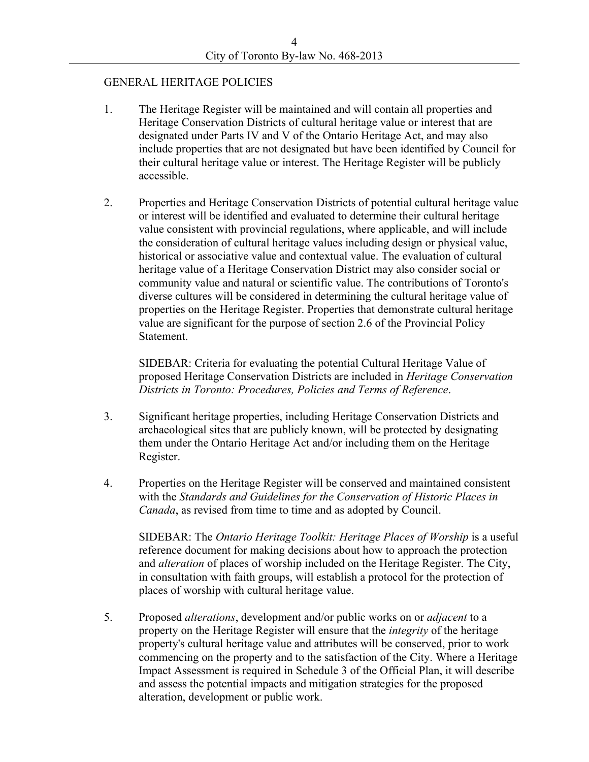GENERAL HERITAGE POLICIES

1. The Heritage Register will be maintained and will contain all properties and Heritage Conservation Districts of cultural heritage value or interest that are designated under Parts IV and V of the Ontario Heritage Act, and may also include properties that are not designated but have been identified by Council for their cultural heritage value or interest. The Heritage Register will be publicly accessible.

2. Properties and Heritage Conservation Districts of potential cultural heritage value or interest will be identified and evaluated to determine their cultural heritage value consistent with provincial regulations, where applicable, and will include the consideration of cultural heritage values including design or physical value, historical or associative value and contextual value. The evaluation of cultural heritage value of a Heritage Conservation District may also consider social or community value and natural or scientific value. The contributions of Toronto's diverse cultures will be considered in determining the cultural heritage value of properties on the Heritage Register. Properties that demonstrate cultural heritage value are significant for the purpose of section 2.6 of the Provincial Policy Statement.

   SIDEBAR: Criteria for evaluating the potential Cultural Heritage Value of proposed Heritage Conservation Districts are included in *Heritage Conservation Districts in Toronto: Procedures, Policies and Terms of Reference*.

3. Significant heritage properties, including Heritage Conservation Districts and archaeological sites that are publicly known, will be protected by designating them under the Ontario Heritage Act and/or including them on the Heritage Register.

4. Properties on the Heritage Register will be conserved and maintained consistent with the *Standards and Guidelines for the Conservation of Historic Places in Canada*, as revised from time to time and as adopted by Council.

   SIDEBAR: The *Ontario Heritage Toolkit: Heritage Places of Worship* is a useful reference document for making decisions about how to approach the protection and *alteration* of places of worship included on the Heritage Register. The City, in consultation with faith groups, will establish a protocol for the protection of places of worship with cultural heritage value.

5. Proposed *alterations*, development and/or public works on or *adjacent* to a property on the Heritage Register will ensure that the *integrity* of the heritage property's cultural heritage value and attributes will be conserved, prior to work commencing on the property and to the satisfaction of the City. Where a Heritage Impact Assessment is required in Schedule 3 of the Official Plan, it will describe and assess the potential impacts and mitigation strategies for the proposed alteration, development or public work.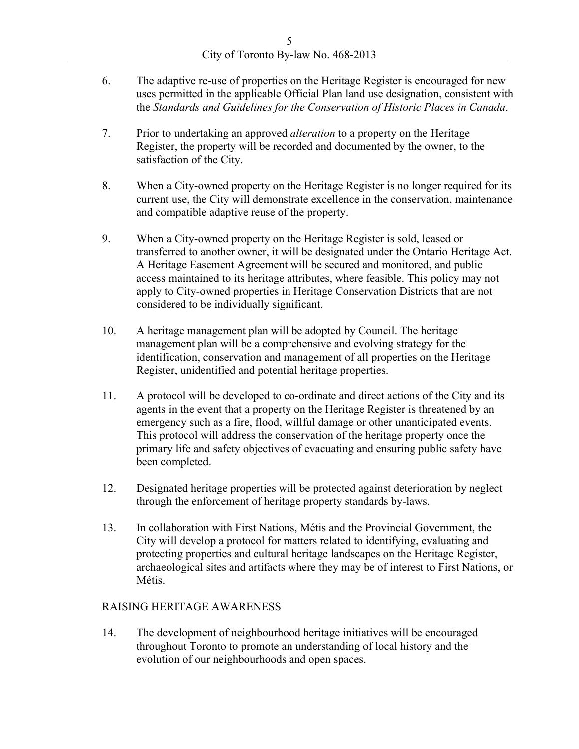6. The adaptive re-use of properties on the Heritage Register is encouraged for new uses permitted in the applicable Official Plan land use designation, consistent with the *Standards and Guidelines for the Conservation of Historic Places in Canada*.

7. Prior to undertaking an approved *alteration* to a property on the Heritage Register, the property will be recorded and documented by the owner, to the satisfaction of the City.

8. When a City-owned property on the Heritage Register is no longer required for its current use, the City will demonstrate excellence in the conservation, maintenance and compatible adaptive reuse of the property.

9. When a City-owned property on the Heritage Register is sold, leased or transferred to another owner, it will be designated under the Ontario Heritage Act. A Heritage Easement Agreement will be secured and monitored, and public access maintained to its heritage attributes, where feasible. This policy may not apply to City-owned properties in Heritage Conservation Districts that are not considered to be individually significant.

10. A heritage management plan will be adopted by Council. The heritage management plan will be a comprehensive and evolving strategy for the identification, conservation and management of all properties on the Heritage Register, unidentified and potential heritage properties.

11. A protocol will be developed to co-ordinate and direct actions of the City and its agents in the event that a property on the Heritage Register is threatened by an emergency such as a fire, flood, willful damage or other unanticipated events. This protocol will address the conservation of the heritage property once the primary life and safety objectives of evacuating and ensuring public safety have been completed.

12. Designated heritage properties will be protected against deterioration by neglect through the enforcement of heritage property standards by-laws.

13. In collaboration with First Nations, Métis and the Provincial Government, the City will develop a protocol for matters related to identifying, evaluating and protecting properties and cultural heritage landscapes on the Heritage Register, archaeological sites and artifacts where they may be of interest to First Nations, or Métis.

RAISING HERITAGE AWARENESS

14. The development of neighbourhood heritage initiatives will be encouraged throughout Toronto to promote an understanding of local history and the evolution of our neighbourhoods and open spaces.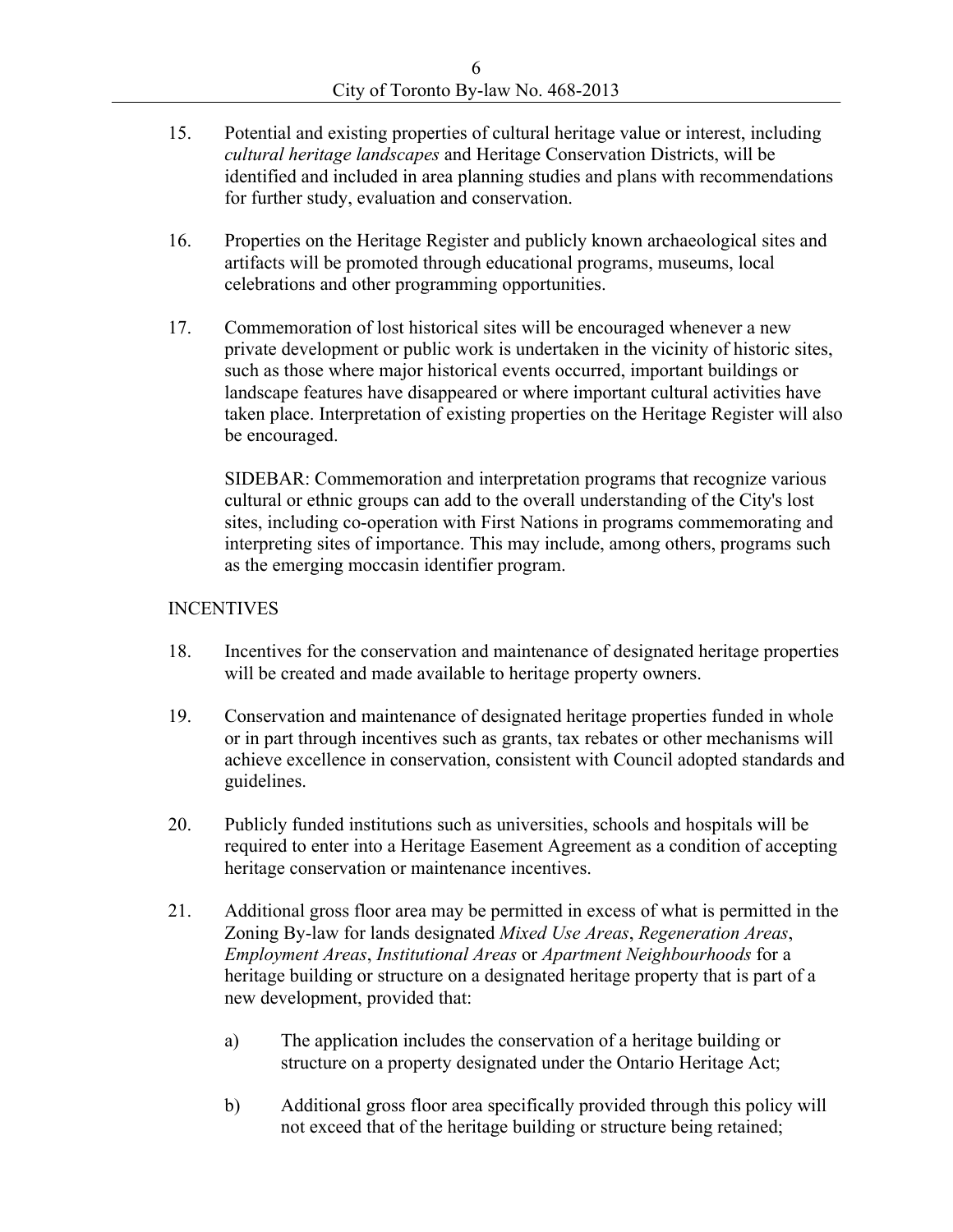15. Potential and existing properties of cultural heritage value or interest, including *cultural heritage landscapes* and Heritage Conservation Districts, will be identified and included in area planning studies and plans with recommendations for further study, evaluation and conservation.

16. Properties on the Heritage Register and publicly known archaeological sites and artifacts will be promoted through educational programs, museums, local celebrations and other programming opportunities.

17. Commemoration of lost historical sites will be encouraged whenever a new private development or public work is undertaken in the vicinity of historic sites, such as those where major historical events occurred, important buildings or landscape features have disappeared or where important cultural activities have taken place. Interpretation of existing properties on the Heritage Register will also be encouraged.

    SIDEBAR: Commemoration and interpretation programs that recognize various cultural or ethnic groups can add to the overall understanding of the City's lost sites, including co-operation with First Nations in programs commemorating and interpreting sites of importance. This may include, among others, programs such as the emerging moccasin identifier program.

INCENTIVES

18. Incentives for the conservation and maintenance of designated heritage properties will be created and made available to heritage property owners.

19. Conservation and maintenance of designated heritage properties funded in whole or in part through incentives such as grants, tax rebates or other mechanisms will achieve excellence in conservation, consistent with Council adopted standards and guidelines.

20. Publicly funded institutions such as universities, schools and hospitals will be required to enter into a Heritage Easement Agreement as a condition of accepting heritage conservation or maintenance incentives.

21. Additional gross floor area may be permitted in excess of what is permitted in the Zoning By-law for lands designated *Mixed Use Areas*, *Regeneration Areas*, *Employment Areas*, *Institutional Areas* or *Apartment Neighbourhoods* for a heritage building or structure on a designated heritage property that is part of a new development, provided that:

    a) The application includes the conservation of a heritage building or structure on a property designated under the Ontario Heritage Act;

    b) Additional gross floor area specifically provided through this policy will not exceed that of the heritage building or structure being retained;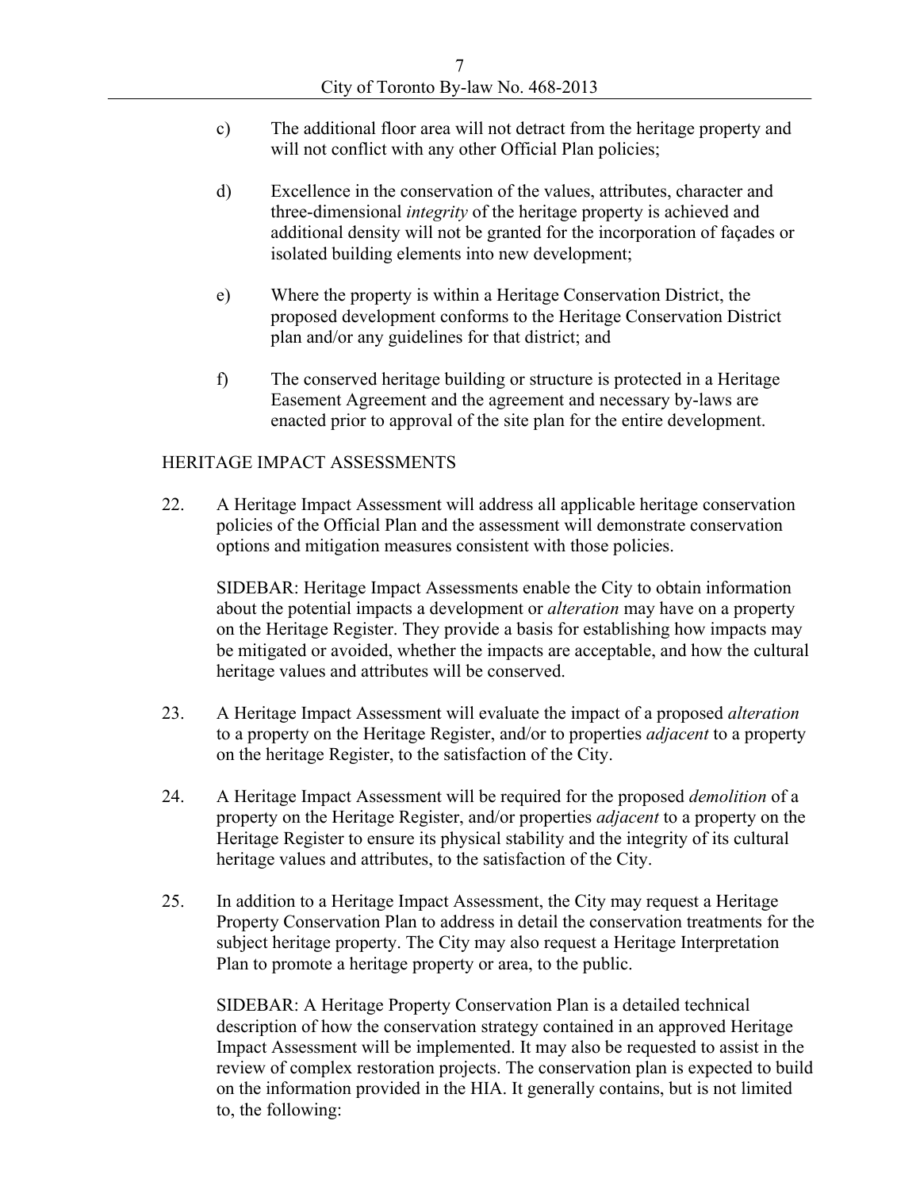c) The additional floor area will not detract from the heritage property and will not conflict with any other Official Plan policies;

d) Excellence in the conservation of the values, attributes, character and three-dimensional *integrity* of the heritage property is achieved and additional density will not be granted for the incorporation of façades or isolated building elements into new development;

e) Where the property is within a Heritage Conservation District, the proposed development conforms to the Heritage Conservation District plan and/or any guidelines for that district; and

f) The conserved heritage building or structure is protected in a Heritage Easement Agreement and the agreement and necessary by-laws are enacted prior to approval of the site plan for the entire development.

HERITAGE IMPACT ASSESSMENTS

22. A Heritage Impact Assessment will address all applicable heritage conservation policies of the Official Plan and the assessment will demonstrate conservation options and mitigation measures consistent with those policies.

    SIDEBAR: Heritage Impact Assessments enable the City to obtain information about the potential impacts a development or *alteration* may have on a property on the Heritage Register. They provide a basis for establishing how impacts may be mitigated or avoided, whether the impacts are acceptable, and how the cultural heritage values and attributes will be conserved.

23. A Heritage Impact Assessment will evaluate the impact of a proposed *alteration* to a property on the Heritage Register, and/or to properties *adjacent* to a property on the heritage Register, to the satisfaction of the City.

24. A Heritage Impact Assessment will be required for the proposed *demolition* of a property on the Heritage Register, and/or properties *adjacent* to a property on the Heritage Register to ensure its physical stability and the integrity of its cultural heritage values and attributes, to the satisfaction of the City.

25. In addition to a Heritage Impact Assessment, the City may request a Heritage Property Conservation Plan to address in detail the conservation treatments for the subject heritage property. The City may also request a Heritage Interpretation Plan to promote a heritage property or area, to the public.

    SIDEBAR: A Heritage Property Conservation Plan is a detailed technical description of how the conservation strategy contained in an approved Heritage Impact Assessment will be implemented. It may also be requested to assist in the review of complex restoration projects. The conservation plan is expected to build on the information provided in the HIA. It generally contains, but is not limited to, the following: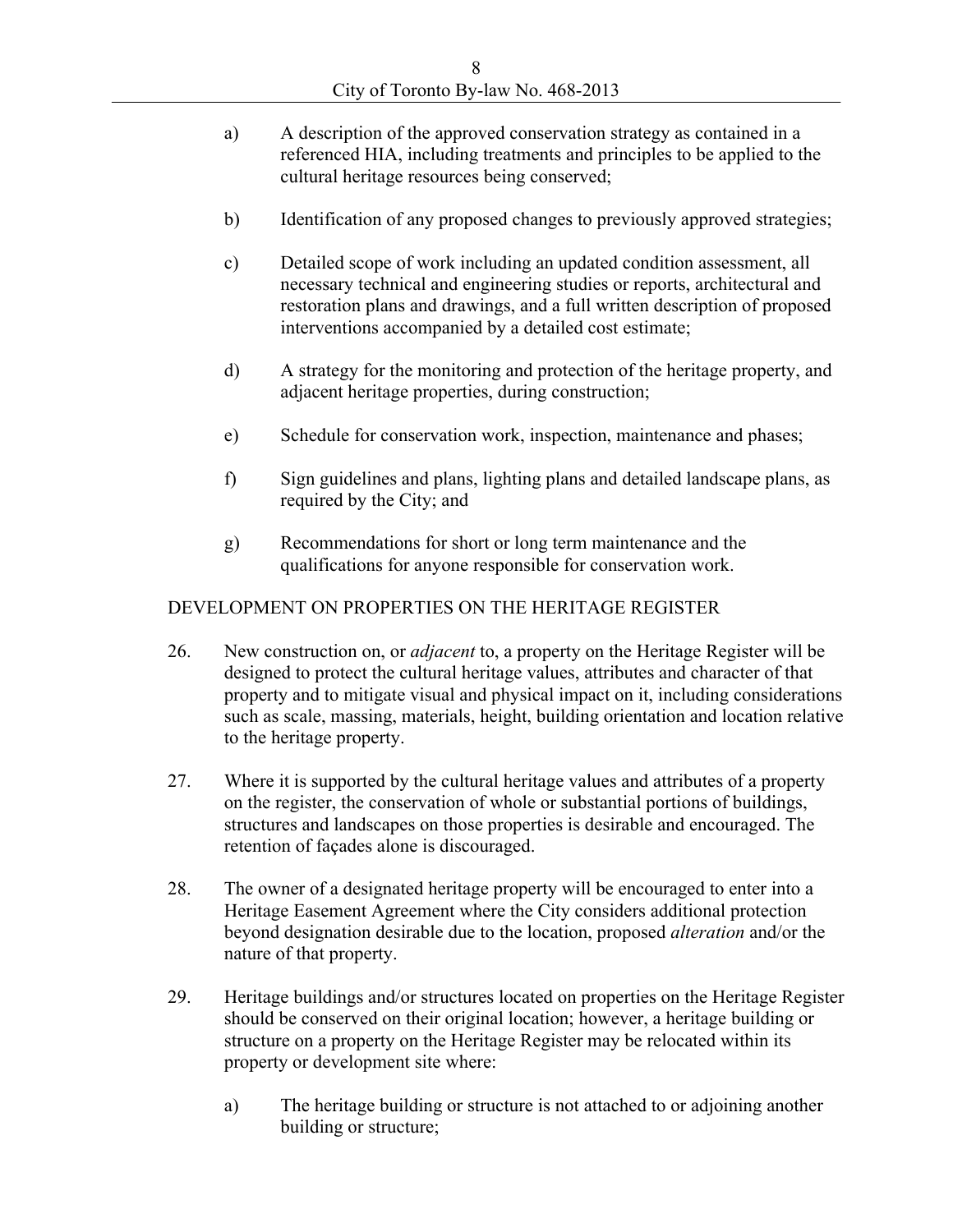a) A description of the approved conservation strategy as contained in a referenced HIA, including treatments and principles to be applied to the cultural heritage resources being conserved;

b) Identification of any proposed changes to previously approved strategies;

c) Detailed scope of work including an updated condition assessment, all necessary technical and engineering studies or reports, architectural and restoration plans and drawings, and a full written description of proposed interventions accompanied by a detailed cost estimate;

d) A strategy for the monitoring and protection of the heritage property, and adjacent heritage properties, during construction;

e) Schedule for conservation work, inspection, maintenance and phases;

f) Sign guidelines and plans, lighting plans and detailed landscape plans, as required by the City; and

g) Recommendations for short or long term maintenance and the qualifications for anyone responsible for conservation work.

DEVELOPMENT ON PROPERTIES ON THE HERITAGE REGISTER

26. New construction on, or *adjacent* to, a property on the Heritage Register will be designed to protect the cultural heritage values, attributes and character of that property and to mitigate visual and physical impact on it, including considerations such as scale, massing, materials, height, building orientation and location relative to the heritage property.

27. Where it is supported by the cultural heritage values and attributes of a property on the register, the conservation of whole or substantial portions of buildings, structures and landscapes on those properties is desirable and encouraged. The retention of façades alone is discouraged.

28. The owner of a designated heritage property will be encouraged to enter into a Heritage Easement Agreement where the City considers additional protection beyond designation desirable due to the location, proposed *alteration* and/or the nature of that property.

29. Heritage buildings and/or structures located on properties on the Heritage Register should be conserved on their original location; however, a heritage building or structure on a property on the Heritage Register may be relocated within its property or development site where:

    a) The heritage building or structure is not attached to or adjoining another building or structure;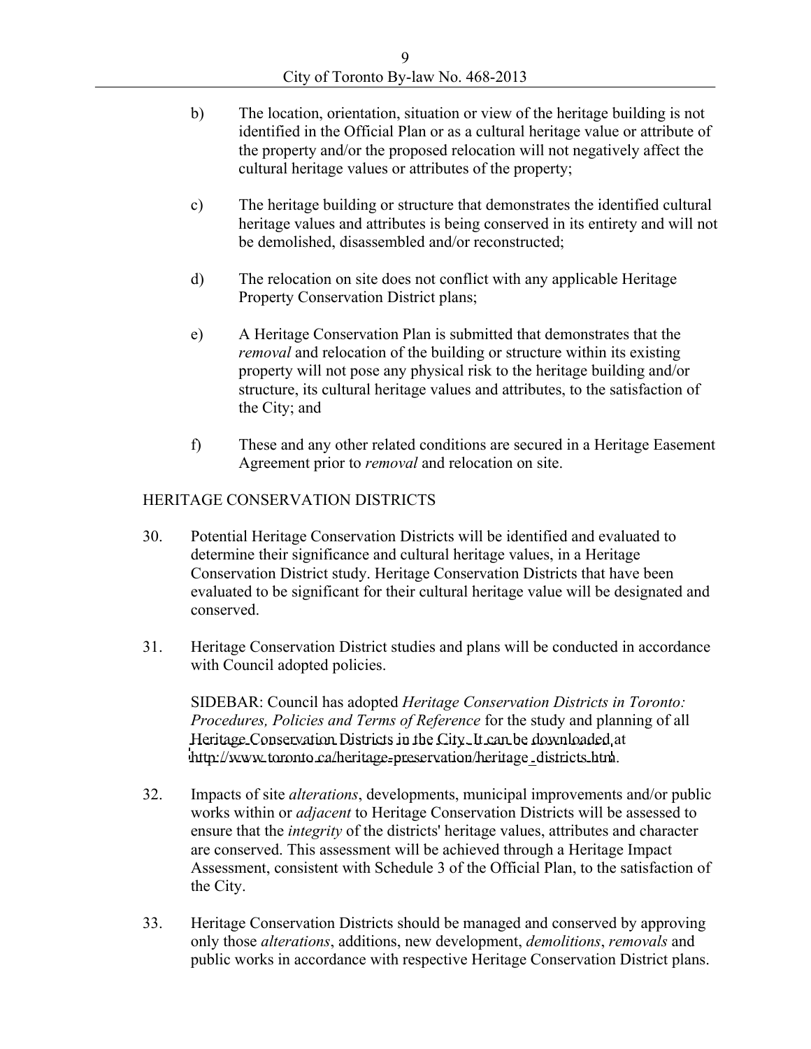b) The location, orientation, situation or view of the heritage building is not identified in the Official Plan or as a cultural heritage value or attribute of the property and/or the proposed relocation will not negatively affect the cultural heritage values or attributes of the property;

c) The heritage building or structure that demonstrates the identified cultural heritage values and attributes is being conserved in its entirety and will not be demolished, disassembled and/or reconstructed;

d) The relocation on site does not conflict with any applicable Heritage Property Conservation District plans;

e) A Heritage Conservation Plan is submitted that demonstrates that the *removal* and relocation of the building or structure within its existing property will not pose any physical risk to the heritage building and/or structure, its cultural heritage values and attributes, to the satisfaction of the City; and

f) These and any other related conditions are secured in a Heritage Easement Agreement prior to *removal* and relocation on site.

HERITAGE CONSERVATION DISTRICTS

30. Potential Heritage Conservation Districts will be identified and evaluated to determine their significance and cultural heritage values, in a Heritage Conservation District study. Heritage Conservation Districts that have been evaluated to be significant for their cultural heritage value will be designated and conserved.

31. Heritage Conservation District studies and plans will be conducted in accordance with Council adopted policies.

    SIDEBAR: Council has adopted *Heritage Conservation Districts in Toronto: Procedures, Policies and Terms of Reference* for the study and planning of all Heritage Conservation Districts in the City. It can be downloaded at http://www.toronto.ca/heritage-preservation/heritage_districts.htm.

32. Impacts of site *alterations*, developments, municipal improvements and/or public works within or *adjacent* to Heritage Conservation Districts will be assessed to ensure that the *integrity* of the districts' heritage values, attributes and character are conserved. This assessment will be achieved through a Heritage Impact Assessment, consistent with Schedule 3 of the Official Plan, to the satisfaction of the City.

33. Heritage Conservation Districts should be managed and conserved by approving only those *alterations*, additions, new development, *demolitions*, *removals* and public works in accordance with respective Heritage Conservation District plans.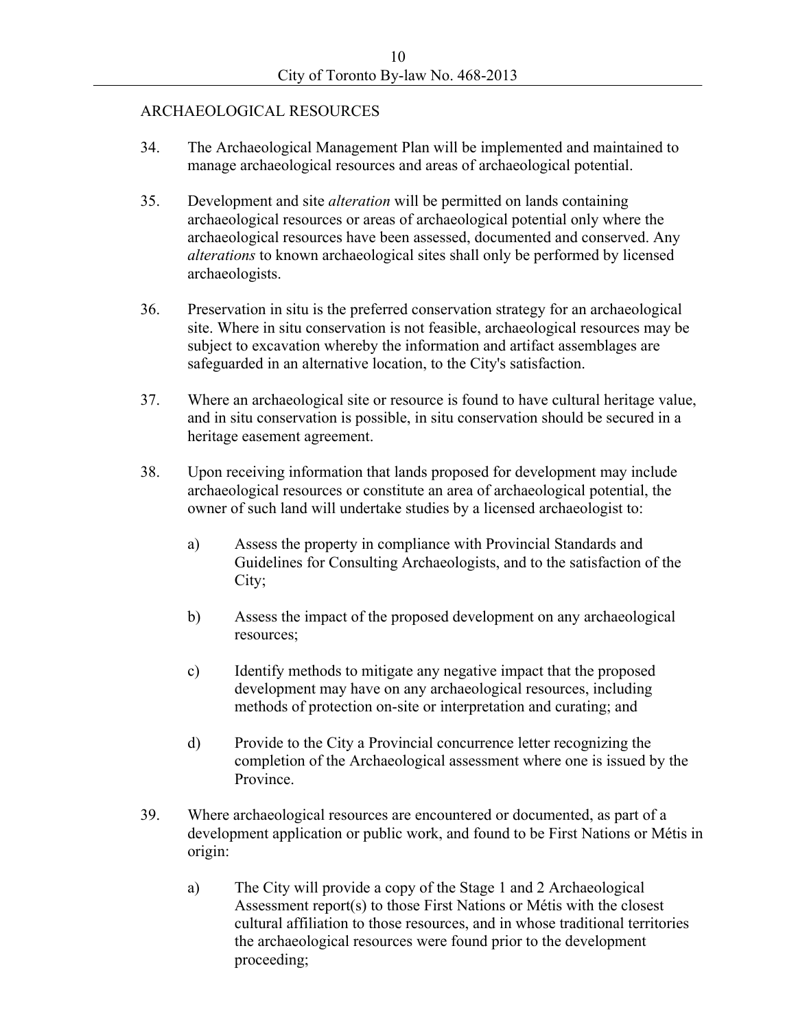ARCHAEOLOGICAL RESOURCES

34. The Archaeological Management Plan will be implemented and maintained to manage archaeological resources and areas of archaeological potential.

35. Development and site *alteration* will be permitted on lands containing archaeological resources or areas of archaeological potential only where the archaeological resources have been assessed, documented and conserved. Any *alterations* to known archaeological sites shall only be performed by licensed archaeologists.

36. Preservation in situ is the preferred conservation strategy for an archaeological site. Where in situ conservation is not feasible, archaeological resources may be subject to excavation whereby the information and artifact assemblages are safeguarded in an alternative location, to the City's satisfaction.

37. Where an archaeological site or resource is found to have cultural heritage value, and in situ conservation is possible, in situ conservation should be secured in a heritage easement agreement.

38. Upon receiving information that lands proposed for development may include archaeological resources or constitute an area of archaeological potential, the owner of such land will undertake studies by a licensed archaeologist to:

    a) Assess the property in compliance with Provincial Standards and Guidelines for Consulting Archaeologists, and to the satisfaction of the City;

    b) Assess the impact of the proposed development on any archaeological resources;

    c) Identify methods to mitigate any negative impact that the proposed development may have on any archaeological resources, including methods of protection on-site or interpretation and curating; and

    d) Provide to the City a Provincial concurrence letter recognizing the completion of the Archaeological assessment where one is issued by the Province.

39. Where archaeological resources are encountered or documented, as part of a development application or public work, and found to be First Nations or Métis in origin:

    a) The City will provide a copy of the Stage 1 and 2 Archaeological Assessment report(s) to those First Nations or Métis with the closest cultural affiliation to those resources, and in whose traditional territories the archaeological resources were found prior to the development proceeding;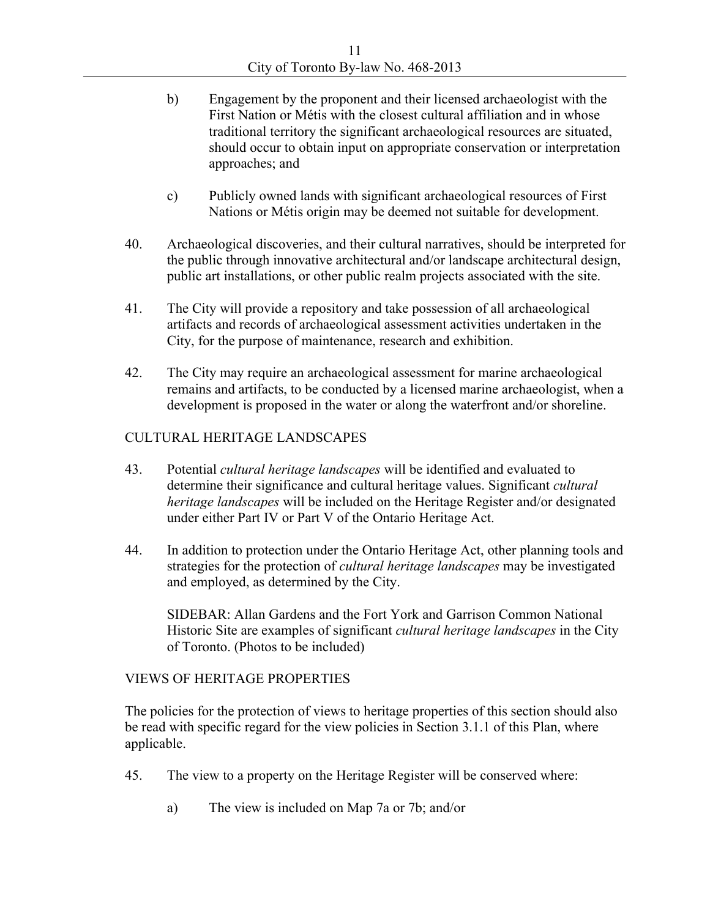b) Engagement by the proponent and their licensed archaeologist with the First Nation or Métis with the closest cultural affiliation and in whose traditional territory the significant archaeological resources are situated, should occur to obtain input on appropriate conservation or interpretation approaches; and

c) Publicly owned lands with significant archaeological resources of First Nations or Métis origin may be deemed not suitable for development.

40. Archaeological discoveries, and their cultural narratives, should be interpreted for the public through innovative architectural and/or landscape architectural design, public art installations, or other public realm projects associated with the site.

41. The City will provide a repository and take possession of all archaeological artifacts and records of archaeological assessment activities undertaken in the City, for the purpose of maintenance, research and exhibition.

42. The City may require an archaeological assessment for marine archaeological remains and artifacts, to be conducted by a licensed marine archaeologist, when a development is proposed in the water or along the waterfront and/or shoreline.

CULTURAL HERITAGE LANDSCAPES

43. Potential *cultural heritage landscapes* will be identified and evaluated to determine their significance and cultural heritage values. Significant *cultural heritage landscapes* will be included on the Heritage Register and/or designated under either Part IV or Part V of the Ontario Heritage Act.

44. In addition to protection under the Ontario Heritage Act, other planning tools and strategies for the protection of *cultural heritage landscapes* may be investigated and employed, as determined by the City.

SIDEBAR: Allan Gardens and the Fort York and Garrison Common National Historic Site are examples of significant *cultural heritage landscapes* in the City of Toronto. (Photos to be included)

VIEWS OF HERITAGE PROPERTIES

The policies for the protection of views to heritage properties of this section should also be read with specific regard for the view policies in Section 3.1.1 of this Plan, where applicable.

45. The view to a property on the Heritage Register will be conserved where:

a) The view is included on Map 7a or 7b; and/or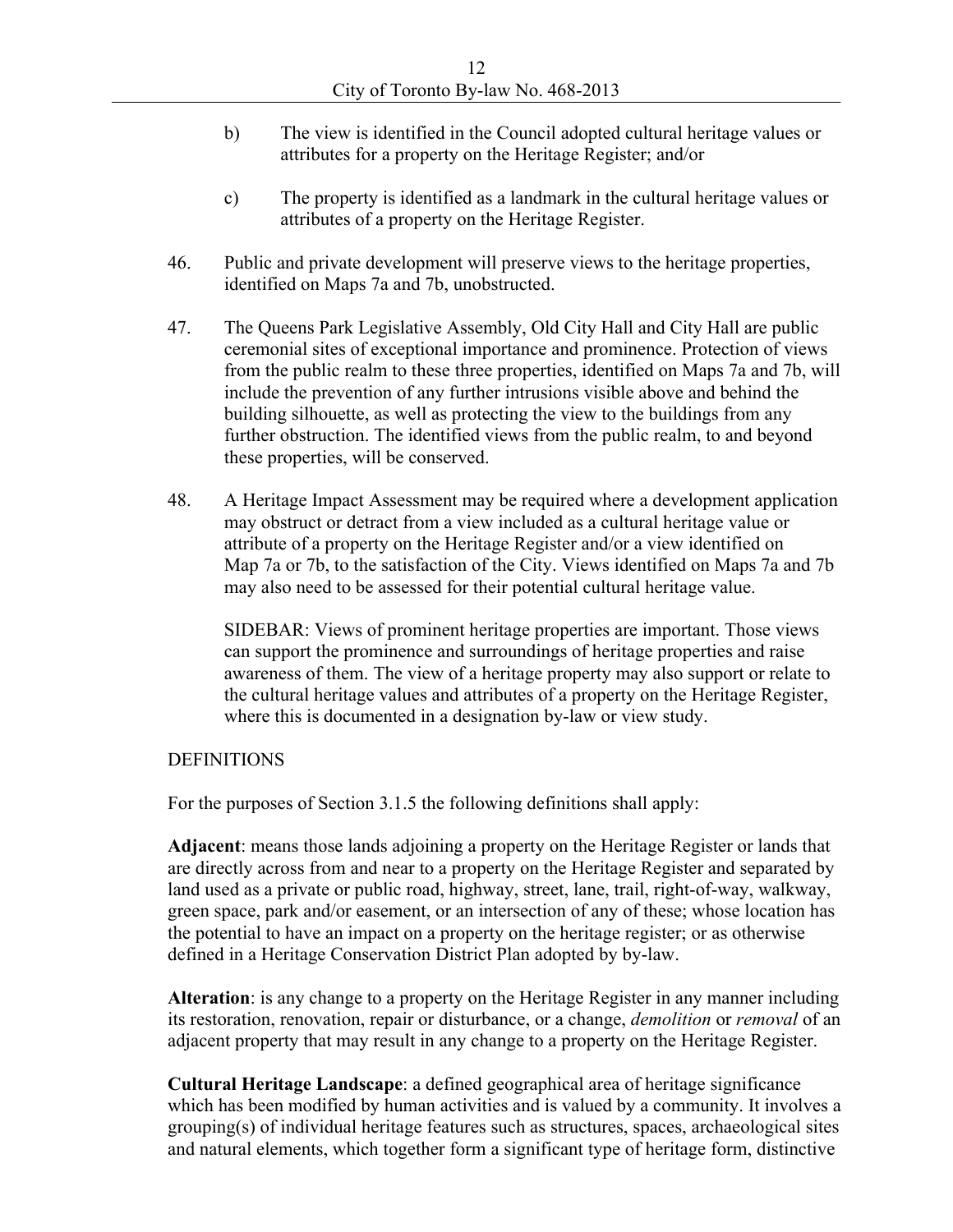b) The view is identified in the Council adopted cultural heritage values or attributes for a property on the Heritage Register; and/or

c) The property is identified as a landmark in the cultural heritage values or attributes of a property on the Heritage Register.

46. Public and private development will preserve views to the heritage properties, identified on Maps 7a and 7b, unobstructed.

47. The Queens Park Legislative Assembly, Old City Hall and City Hall are public ceremonial sites of exceptional importance and prominence. Protection of views from the public realm to these three properties, identified on Maps 7a and 7b, will include the prevention of any further intrusions visible above and behind the building silhouette, as well as protecting the view to the buildings from any further obstruction. The identified views from the public realm, to and beyond these properties, will be conserved.

48. A Heritage Impact Assessment may be required where a development application may obstruct or detract from a view included as a cultural heritage value or attribute of a property on the Heritage Register and/or a view identified on Map 7a or 7b, to the satisfaction of the City. Views identified on Maps 7a and 7b may also need to be assessed for their potential cultural heritage value.

SIDEBAR: Views of prominent heritage properties are important. Those views can support the prominence and surroundings of heritage properties and raise awareness of them. The view of a heritage property may also support or relate to the cultural heritage values and attributes of a property on the Heritage Register, where this is documented in a designation by-law or view study.

DEFINITIONS

For the purposes of Section 3.1.5 the following definitions shall apply:

**Adjacent**: means those lands adjoining a property on the Heritage Register or lands that are directly across from and near to a property on the Heritage Register and separated by land used as a private or public road, highway, street, lane, trail, right-of-way, walkway, green space, park and/or easement, or an intersection of any of these; whose location has the potential to have an impact on a property on the heritage register; or as otherwise defined in a Heritage Conservation District Plan adopted by by-law.

**Alteration**: is any change to a property on the Heritage Register in any manner including its restoration, renovation, repair or disturbance, or a change, *demolition* or *removal* of an adjacent property that may result in any change to a property on the Heritage Register.

**Cultural Heritage Landscape**: a defined geographical area of heritage significance which has been modified by human activities and is valued by a community. It involves a grouping(s) of individual heritage features such as structures, spaces, archaeological sites and natural elements, which together form a significant type of heritage form, distinctive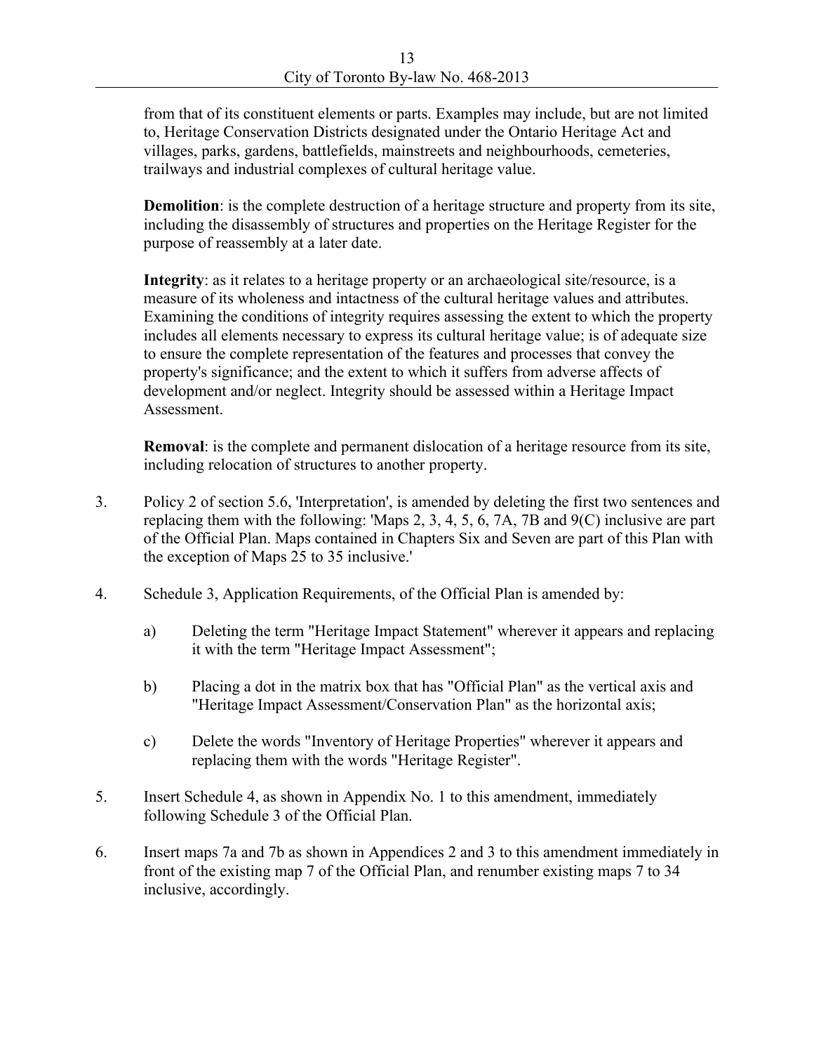from that of its constituent elements or parts. Examples may include, but are not limited to, Heritage Conservation Districts designated under the Ontario Heritage Act and villages, parks, gardens, battlefields, mainstreets and neighbourhoods, cemeteries, trailways and industrial complexes of cultural heritage value.

**Demolition**: is the complete destruction of a heritage structure and property from its site, including the disassembly of structures and properties on the Heritage Register for the purpose of reassembly at a later date.

**Integrity**: as it relates to a heritage property or an archaeological site/resource, is a measure of its wholeness and intactness of the cultural heritage values and attributes. Examining the conditions of integrity requires assessing the extent to which the property includes all elements necessary to express its cultural heritage value; is of adequate size to ensure the complete representation of the features and processes that convey the property's significance; and the extent to which it suffers from adverse affects of development and/or neglect. Integrity should be assessed within a Heritage Impact Assessment.

**Removal**: is the complete and permanent dislocation of a heritage resource from its site, including relocation of structures to another property.

3. Policy 2 of section 5.6, 'Interpretation', is amended by deleting the first two sentences and replacing them with the following: 'Maps 2, 3, 4, 5, 6, 7A, 7B and 9(C) inclusive are part of the Official Plan. Maps contained in Chapters Six and Seven are part of this Plan with the exception of Maps 25 to 35 inclusive.'

4. Schedule 3, Application Requirements, of the Official Plan is amended by:

   a) Deleting the term "Heritage Impact Statement" wherever it appears and replacing it with the term "Heritage Impact Assessment";

   b) Placing a dot in the matrix box that has "Official Plan" as the vertical axis and "Heritage Impact Assessment/Conservation Plan" as the horizontal axis;

   c) Delete the words "Inventory of Heritage Properties" wherever it appears and replacing them with the words "Heritage Register".

5. Insert Schedule 4, as shown in Appendix No. 1 to this amendment, immediately following Schedule 3 of the Official Plan.

6. Insert maps 7a and 7b as shown in Appendices 2 and 3 to this amendment immediately in front of the existing map 7 of the Official Plan, and renumber existing maps 7 to 34 inclusive, accordingly.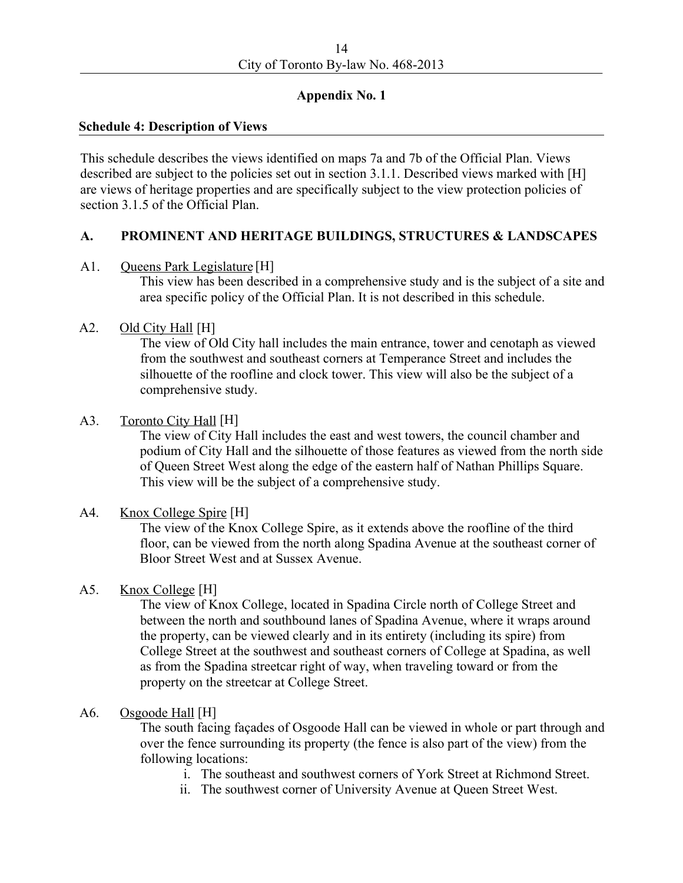## Appendix No. 1

### Schedule 4: Description of Views

This schedule describes the views identified on maps 7a and 7b of the Official Plan. Views described are subject to the policies set out in section 3.1.1. Described views marked with [H] are views of heritage properties and are specifically subject to the view protection policies of section 3.1.5 of the Official Plan.

### A. PROMINENT AND HERITAGE BUILDINGS, STRUCTURES & LANDSCAPES

A1. Queens Park Legislature [H]

This view has been described in a comprehensive study and is the subject of a site and area specific policy of the Official Plan. It is not described in this schedule.

A2. Old City Hall [H]

The view of Old City hall includes the main entrance, tower and cenotaph as viewed from the southwest and southeast corners at Temperance Street and includes the silhouette of the roofline and clock tower. This view will also be the subject of a comprehensive study.

A3. Toronto City Hall [H]

The view of City Hall includes the east and west towers, the council chamber and podium of City Hall and the silhouette of those features as viewed from the north side of Queen Street West along the edge of the eastern half of Nathan Phillips Square. This view will be the subject of a comprehensive study.

A4. Knox College Spire [H]

The view of the Knox College Spire, as it extends above the roofline of the third floor, can be viewed from the north along Spadina Avenue at the southeast corner of Bloor Street West and at Sussex Avenue.

A5. Knox College [H]

The view of Knox College, located in Spadina Circle north of College Street and between the north and southbound lanes of Spadina Avenue, where it wraps around the property, can be viewed clearly and in its entirety (including its spire) from College Street at the southwest and southeast corners of College at Spadina, as well as from the Spadina streetcar right of way, when traveling toward or from the property on the streetcar at College Street.

A6. Osgoode Hall [H]

The south facing façades of Osgoode Hall can be viewed in whole or part through and over the fence surrounding its property (the fence is also part of the view) from the following locations:

i. The southeast and southwest corners of York Street at Richmond Street.
ii. The southwest corner of University Avenue at Queen Street West.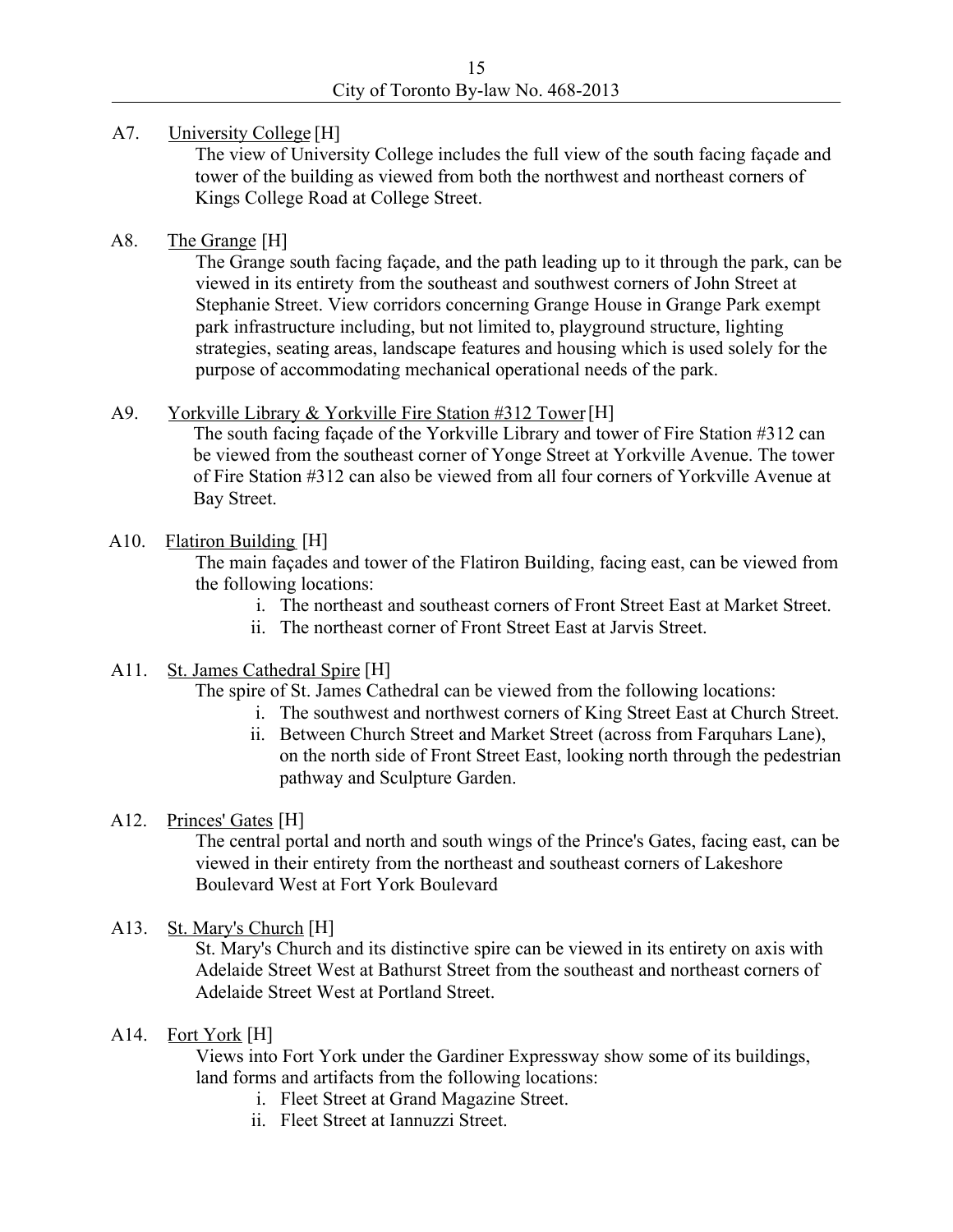A7. University College [H]

The view of University College includes the full view of the south facing façade and tower of the building as viewed from both the northwest and northeast corners of Kings College Road at College Street.

A8. The Grange [H]

The Grange south facing façade, and the path leading up to it through the park, can be viewed in its entirety from the southeast and southwest corners of John Street at Stephanie Street. View corridors concerning Grange House in Grange Park exempt park infrastructure including, but not limited to, playground structure, lighting strategies, seating areas, landscape features and housing which is used solely for the purpose of accommodating mechanical operational needs of the park.

A9. Yorkville Library & Yorkville Fire Station #312 Tower [H]

The south facing façade of the Yorkville Library and tower of Fire Station #312 can be viewed from the southeast corner of Yonge Street at Yorkville Avenue. The tower of Fire Station #312 can also be viewed from all four corners of Yorkville Avenue at Bay Street.

A10. Flatiron Building [H]

The main façades and tower of the Flatiron Building, facing east, can be viewed from the following locations:

i. The northeast and southeast corners of Front Street East at Market Street.
ii. The northeast corner of Front Street East at Jarvis Street.

A11. St. James Cathedral Spire [H]

The spire of St. James Cathedral can be viewed from the following locations:

i. The southwest and northwest corners of King Street East at Church Street.
ii. Between Church Street and Market Street (across from Farquhars Lane), on the north side of Front Street East, looking north through the pedestrian pathway and Sculpture Garden.

A12. Princes' Gates [H]

The central portal and north and south wings of the Prince's Gates, facing east, can be viewed in their entirety from the northeast and southeast corners of Lakeshore Boulevard West at Fort York Boulevard

A13. St. Mary's Church [H]

St. Mary's Church and its distinctive spire can be viewed in its entirety on axis with Adelaide Street West at Bathurst Street from the southeast and northeast corners of Adelaide Street West at Portland Street.

A14. Fort York [H]

Views into Fort York under the Gardiner Expressway show some of its buildings, land forms and artifacts from the following locations:

i. Fleet Street at Grand Magazine Street.
ii. Fleet Street at Iannuzzi Street.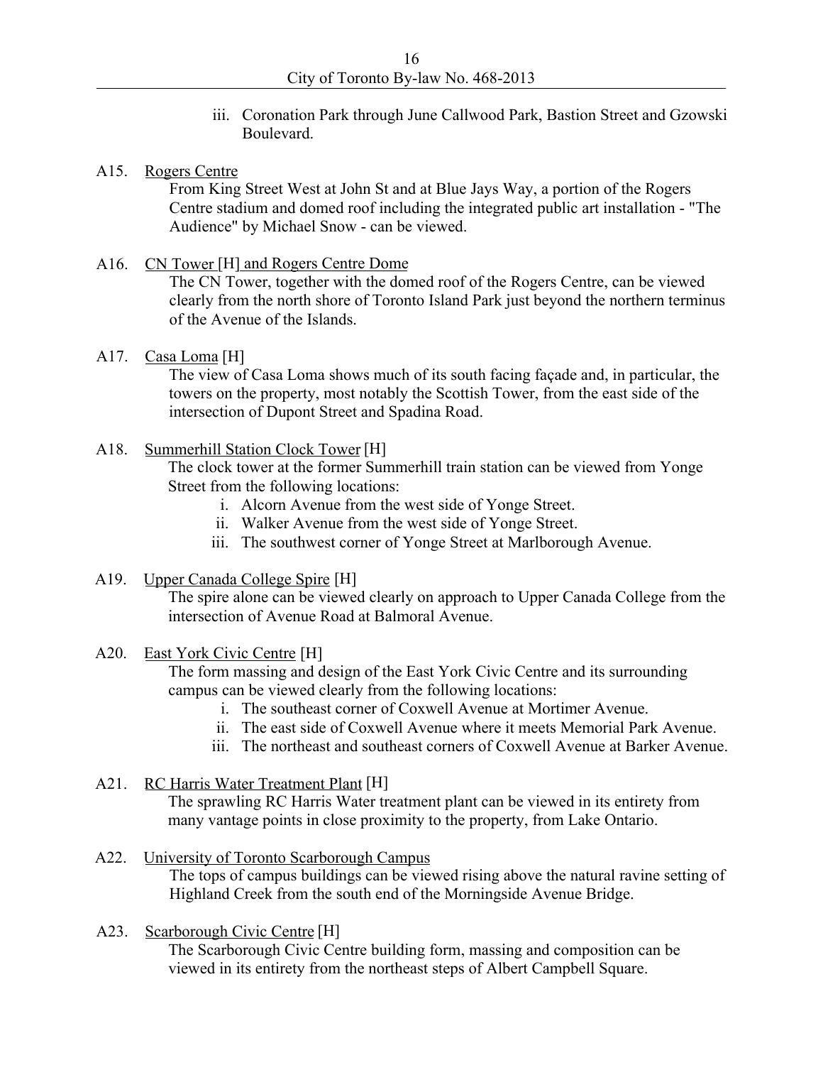iii. Coronation Park through June Callwood Park, Bastion Street and Gzowski Boulevard.

A15. Rogers Centre

From King Street West at John St and at Blue Jays Way, a portion of the Rogers Centre stadium and domed roof including the integrated public art installation - "The Audience" by Michael Snow - can be viewed.

A16. CN Tower [H] and Rogers Centre Dome

The CN Tower, together with the domed roof of the Rogers Centre, can be viewed clearly from the north shore of Toronto Island Park just beyond the northern terminus of the Avenue of the Islands.

A17. Casa Loma [H]

The view of Casa Loma shows much of its south facing façade and, in particular, the towers on the property, most notably the Scottish Tower, from the east side of the intersection of Dupont Street and Spadina Road.

A18. Summerhill Station Clock Tower [H]

The clock tower at the former Summerhill train station can be viewed from Yonge Street from the following locations:

i. Alcorn Avenue from the west side of Yonge Street.
ii. Walker Avenue from the west side of Yonge Street.
iii. The southwest corner of Yonge Street at Marlborough Avenue.

A19. Upper Canada College Spire [H]

The spire alone can be viewed clearly on approach to Upper Canada College from the intersection of Avenue Road at Balmoral Avenue.

A20. East York Civic Centre [H]

The form massing and design of the East York Civic Centre and its surrounding campus can be viewed clearly from the following locations:

i. The southeast corner of Coxwell Avenue at Mortimer Avenue.
ii. The east side of Coxwell Avenue where it meets Memorial Park Avenue.
iii. The northeast and southeast corners of Coxwell Avenue at Barker Avenue.

A21. RC Harris Water Treatment Plant [H]

The sprawling RC Harris Water treatment plant can be viewed in its entirety from many vantage points in close proximity to the property, from Lake Ontario.

A22. University of Toronto Scarborough Campus

The tops of campus buildings can be viewed rising above the natural ravine setting of Highland Creek from the south end of the Morningside Avenue Bridge.

A23. Scarborough Civic Centre [H]

The Scarborough Civic Centre building form, massing and composition can be viewed in its entirety from the northeast steps of Albert Campbell Square.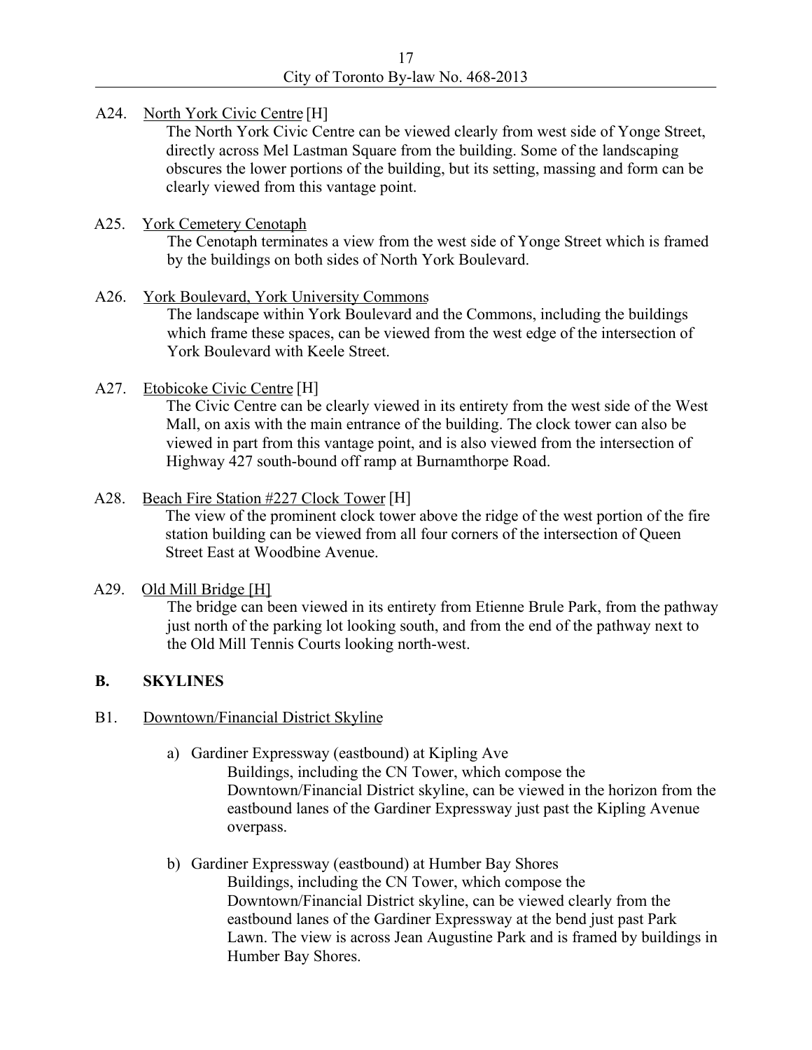A24. North York Civic Centre [H]

The North York Civic Centre can be viewed clearly from west side of Yonge Street, directly across Mel Lastman Square from the building. Some of the landscaping obscures the lower portions of the building, but its setting, massing and form can be clearly viewed from this vantage point.

A25. York Cemetery Cenotaph

The Cenotaph terminates a view from the west side of Yonge Street which is framed by the buildings on both sides of North York Boulevard.

A26. York Boulevard, York University Commons

The landscape within York Boulevard and the Commons, including the buildings which frame these spaces, can be viewed from the west edge of the intersection of York Boulevard with Keele Street.

A27. Etobicoke Civic Centre [H]

The Civic Centre can be clearly viewed in its entirety from the west side of the West Mall, on axis with the main entrance of the building. The clock tower can also be viewed in part from this vantage point, and is also viewed from the intersection of Highway 427 south-bound off ramp at Burnamthorpe Road.

A28. Beach Fire Station #227 Clock Tower [H]

The view of the prominent clock tower above the ridge of the west portion of the fire station building can be viewed from all four corners of the intersection of Queen Street East at Woodbine Avenue.

A29. Old Mill Bridge [H]

The bridge can been viewed in its entirety from Etienne Brule Park, from the pathway just north of the parking lot looking south, and from the end of the pathway next to the Old Mill Tennis Courts looking north-west.

## B. SKYLINES

B1. Downtown/Financial District Skyline

a) Gardiner Expressway (eastbound) at Kipling Ave

Buildings, including the CN Tower, which compose the Downtown/Financial District skyline, can be viewed in the horizon from the eastbound lanes of the Gardiner Expressway just past the Kipling Avenue overpass.

b) Gardiner Expressway (eastbound) at Humber Bay Shores

Buildings, including the CN Tower, which compose the Downtown/Financial District skyline, can be viewed clearly from the eastbound lanes of the Gardiner Expressway at the bend just past Park Lawn. The view is across Jean Augustine Park and is framed by buildings in Humber Bay Shores.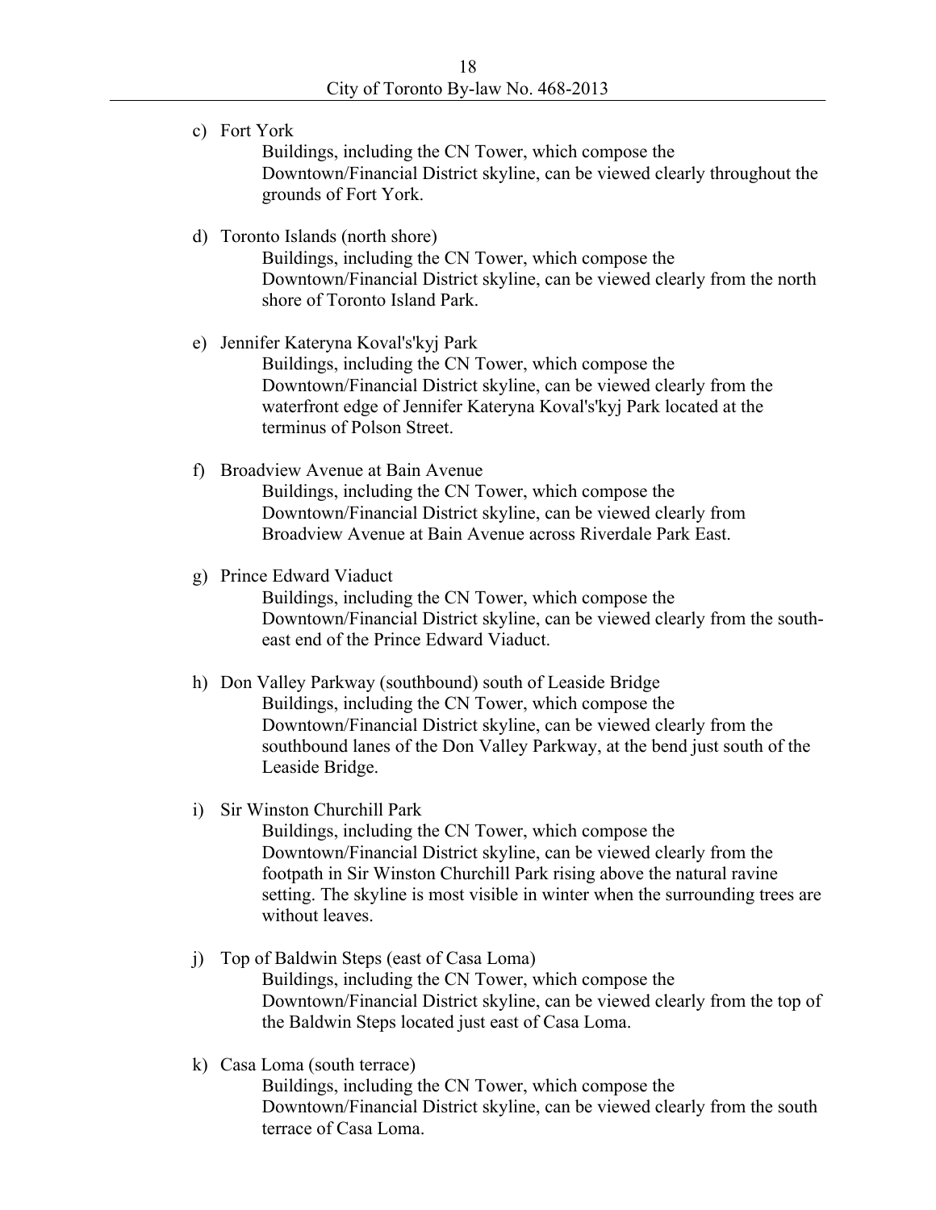c) Fort York

   Buildings, including the CN Tower, which compose the Downtown/Financial District skyline, can be viewed clearly throughout the grounds of Fort York.

d) Toronto Islands (north shore)

   Buildings, including the CN Tower, which compose the Downtown/Financial District skyline, can be viewed clearly from the north shore of Toronto Island Park.

e) Jennifer Kateryna Koval's'kyj Park

   Buildings, including the CN Tower, which compose the Downtown/Financial District skyline, can be viewed clearly from the waterfront edge of Jennifer Kateryna Koval's'kyj Park located at the terminus of Polson Street.

f) Broadview Avenue at Bain Avenue

   Buildings, including the CN Tower, which compose the Downtown/Financial District skyline, can be viewed clearly from Broadview Avenue at Bain Avenue across Riverdale Park East.

g) Prince Edward Viaduct

   Buildings, including the CN Tower, which compose the Downtown/Financial District skyline, can be viewed clearly from the south-east end of the Prince Edward Viaduct.

h) Don Valley Parkway (southbound) south of Leaside Bridge

   Buildings, including the CN Tower, which compose the Downtown/Financial District skyline, can be viewed clearly from the southbound lanes of the Don Valley Parkway, at the bend just south of the Leaside Bridge.

i) Sir Winston Churchill Park

   Buildings, including the CN Tower, which compose the Downtown/Financial District skyline, can be viewed clearly from the footpath in Sir Winston Churchill Park rising above the natural ravine setting. The skyline is most visible in winter when the surrounding trees are without leaves.

j) Top of Baldwin Steps (east of Casa Loma)

   Buildings, including the CN Tower, which compose the Downtown/Financial District skyline, can be viewed clearly from the top of the Baldwin Steps located just east of Casa Loma.

k) Casa Loma (south terrace)

   Buildings, including the CN Tower, which compose the Downtown/Financial District skyline, can be viewed clearly from the south terrace of Casa Loma.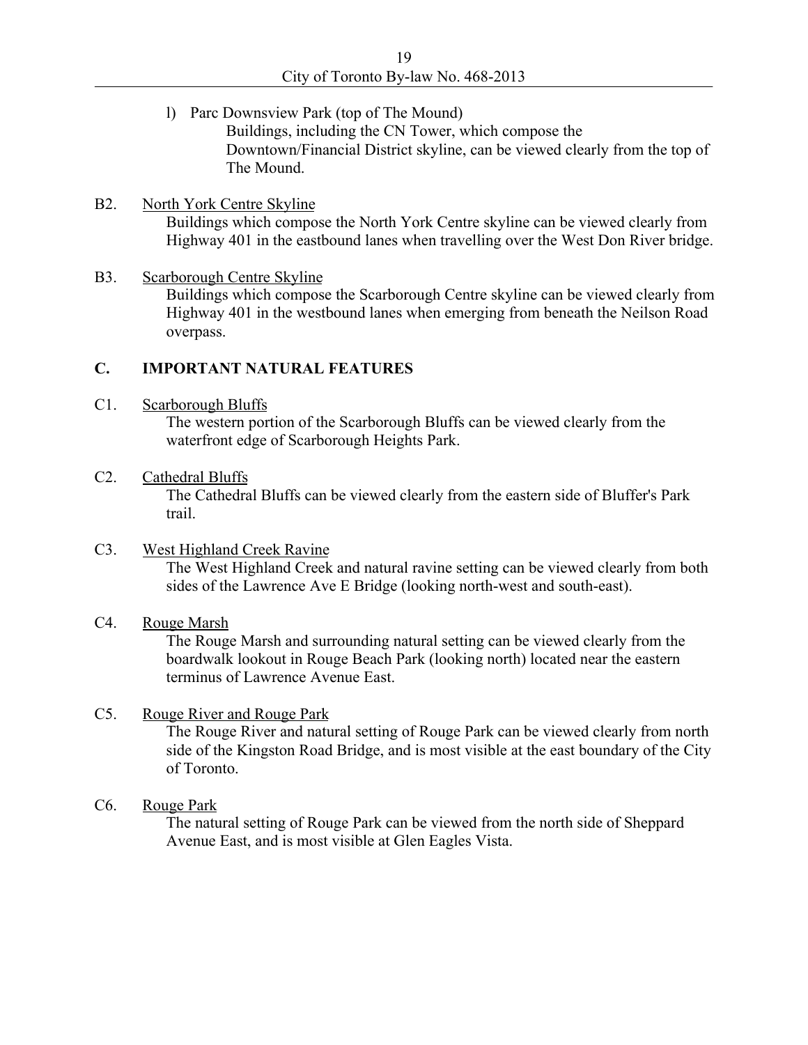l) Parc Downsview Park (top of The Mound)
   Buildings, including the CN Tower, which compose the Downtown/Financial District skyline, can be viewed clearly from the top of The Mound.

B2. North York Centre Skyline
   Buildings which compose the North York Centre skyline can be viewed clearly from Highway 401 in the eastbound lanes when travelling over the West Don River bridge.

B3. Scarborough Centre Skyline
   Buildings which compose the Scarborough Centre skyline can be viewed clearly from Highway 401 in the westbound lanes when emerging from beneath the Neilson Road overpass.

## C. IMPORTANT NATURAL FEATURES

C1. Scarborough Bluffs
   The western portion of the Scarborough Bluffs can be viewed clearly from the waterfront edge of Scarborough Heights Park.

C2. Cathedral Bluffs
   The Cathedral Bluffs can be viewed clearly from the eastern side of Bluffer's Park trail.

C3. West Highland Creek Ravine
   The West Highland Creek and natural ravine setting can be viewed clearly from both sides of the Lawrence Ave E Bridge (looking north-west and south-east).

C4. Rouge Marsh
   The Rouge Marsh and surrounding natural setting can be viewed clearly from the boardwalk lookout in Rouge Beach Park (looking north) located near the eastern terminus of Lawrence Avenue East.

C5. Rouge River and Rouge Park
   The Rouge River and natural setting of Rouge Park can be viewed clearly from north side of the Kingston Road Bridge, and is most visible at the east boundary of the City of Toronto.

C6. Rouge Park
   The natural setting of Rouge Park can be viewed from the north side of Sheppard Avenue East, and is most visible at Glen Eagles Vista.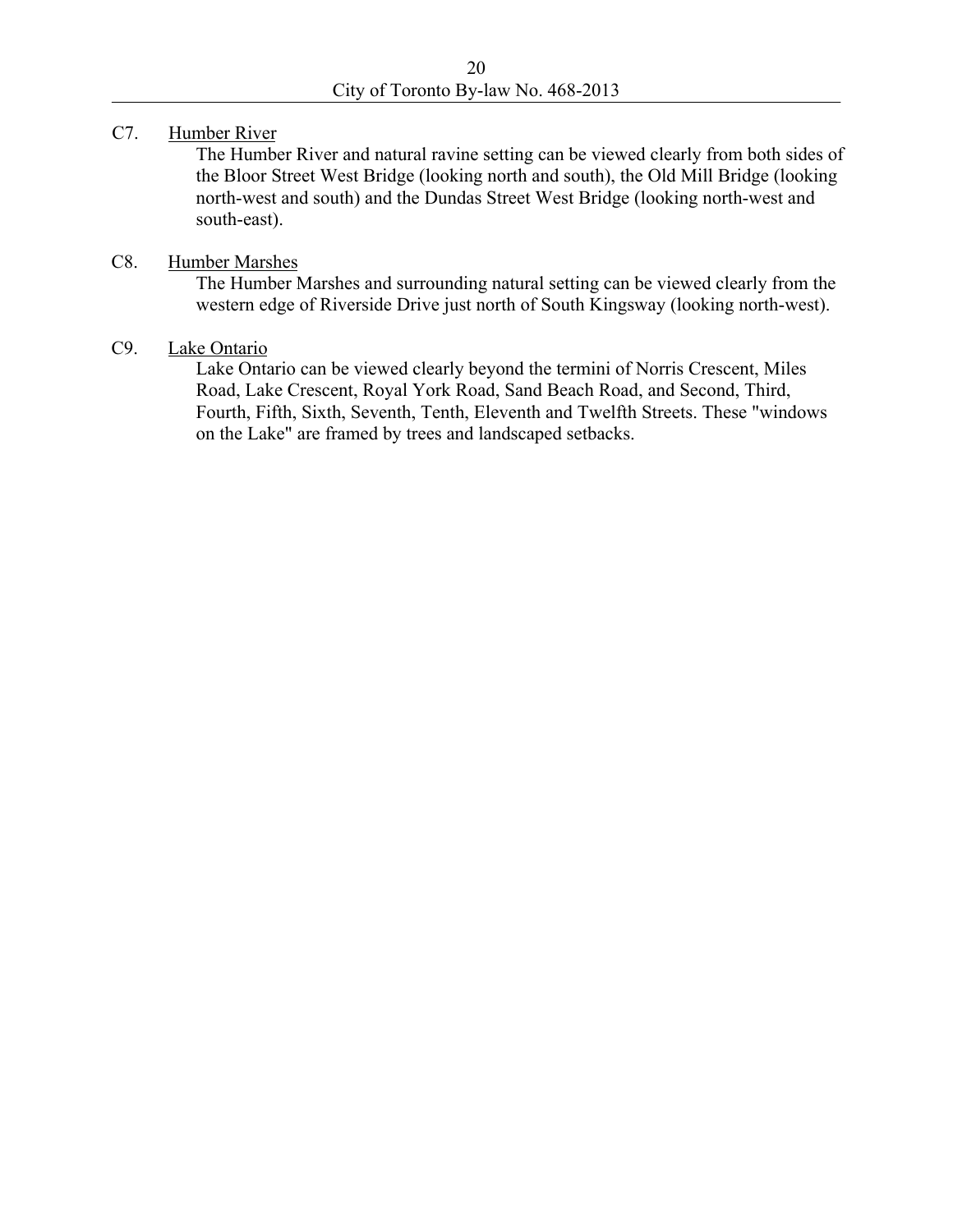C7. Humber River

The Humber River and natural ravine setting can be viewed clearly from both sides of the Bloor Street West Bridge (looking north and south), the Old Mill Bridge (looking north-west and south) and the Dundas Street West Bridge (looking north-west and south-east).

C8. Humber Marshes

The Humber Marshes and surrounding natural setting can be viewed clearly from the western edge of Riverside Drive just north of South Kingsway (looking north-west).

C9. Lake Ontario

Lake Ontario can be viewed clearly beyond the termini of Norris Crescent, Miles Road, Lake Crescent, Royal York Road, Sand Beach Road, and Second, Third, Fourth, Fifth, Sixth, Seventh, Tenth, Eleventh and Twelfth Streets. These "windows on the Lake" are framed by trees and landscaped setbacks.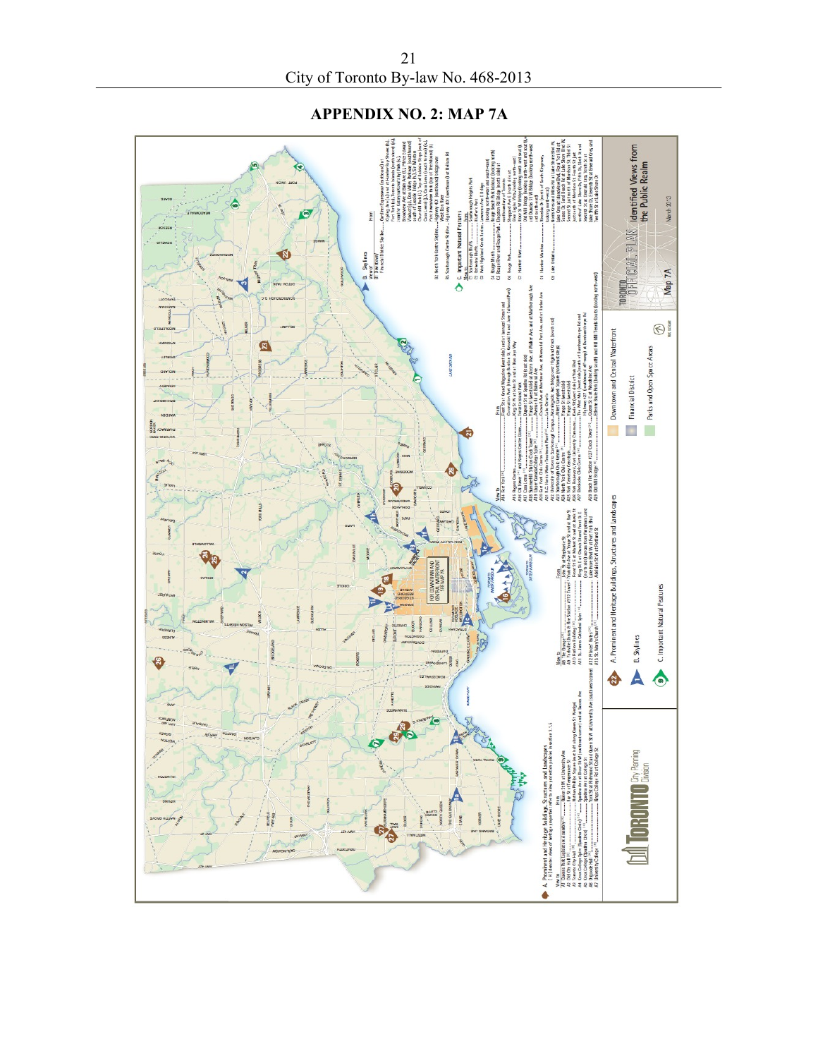## APPENDIX NO. 2: MAP 7A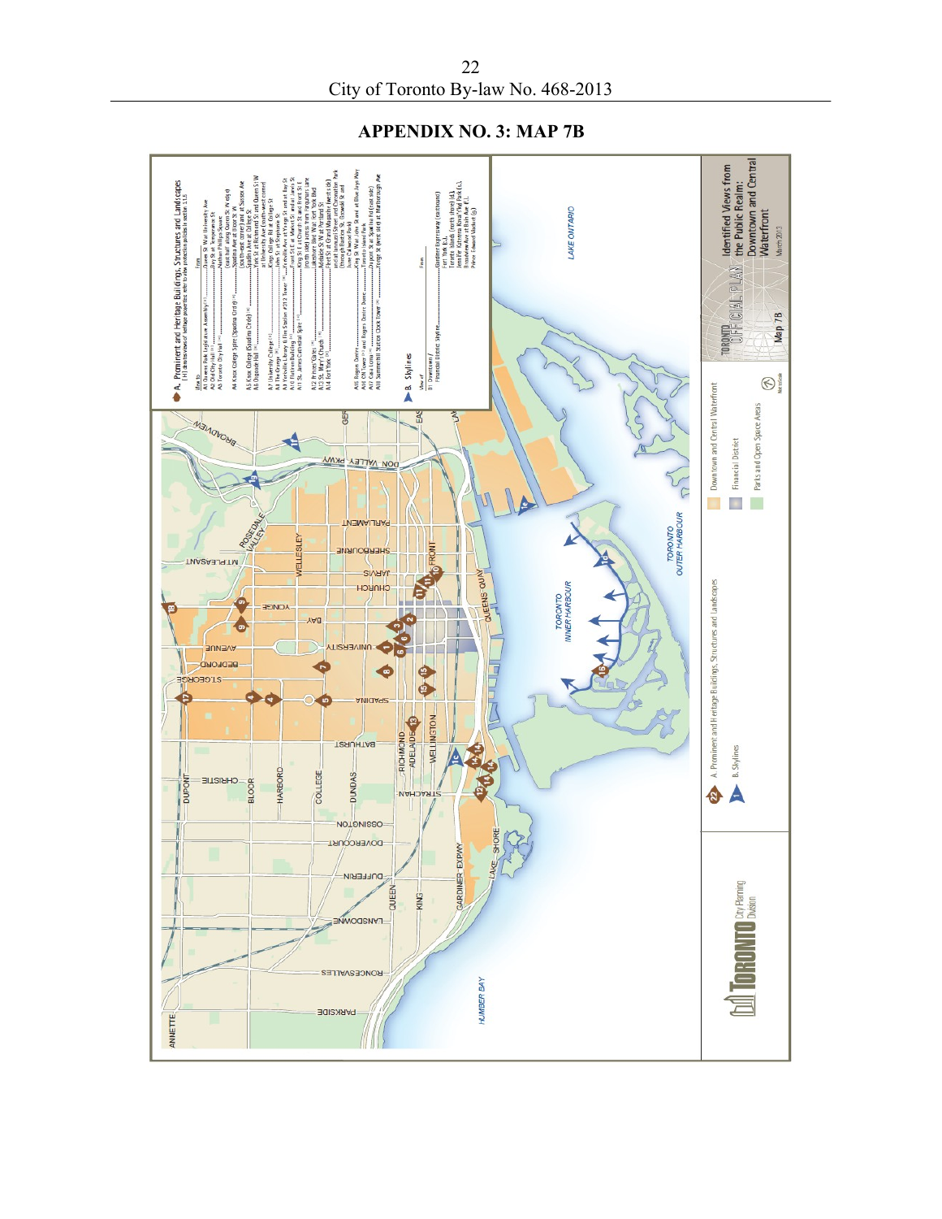# APPENDIX NO. 3: MAP 7B

A. Prominent and Heritage Buildings, Structures and Landscapes

B. Skylines

LAKE ONTARIO

HUMBER BAY

TORONTO INNER HARBOUR

TORONTO OUTER HARBOUR

Downtown and Central Waterfront

Financial District

Parks and Open Space Areas

TORONTO OFFICIAL PLAN

Map 7B

Identified Views from the Public Realm: Downtown and Central Waterfront

March 2013

TORONTO City Planning Division